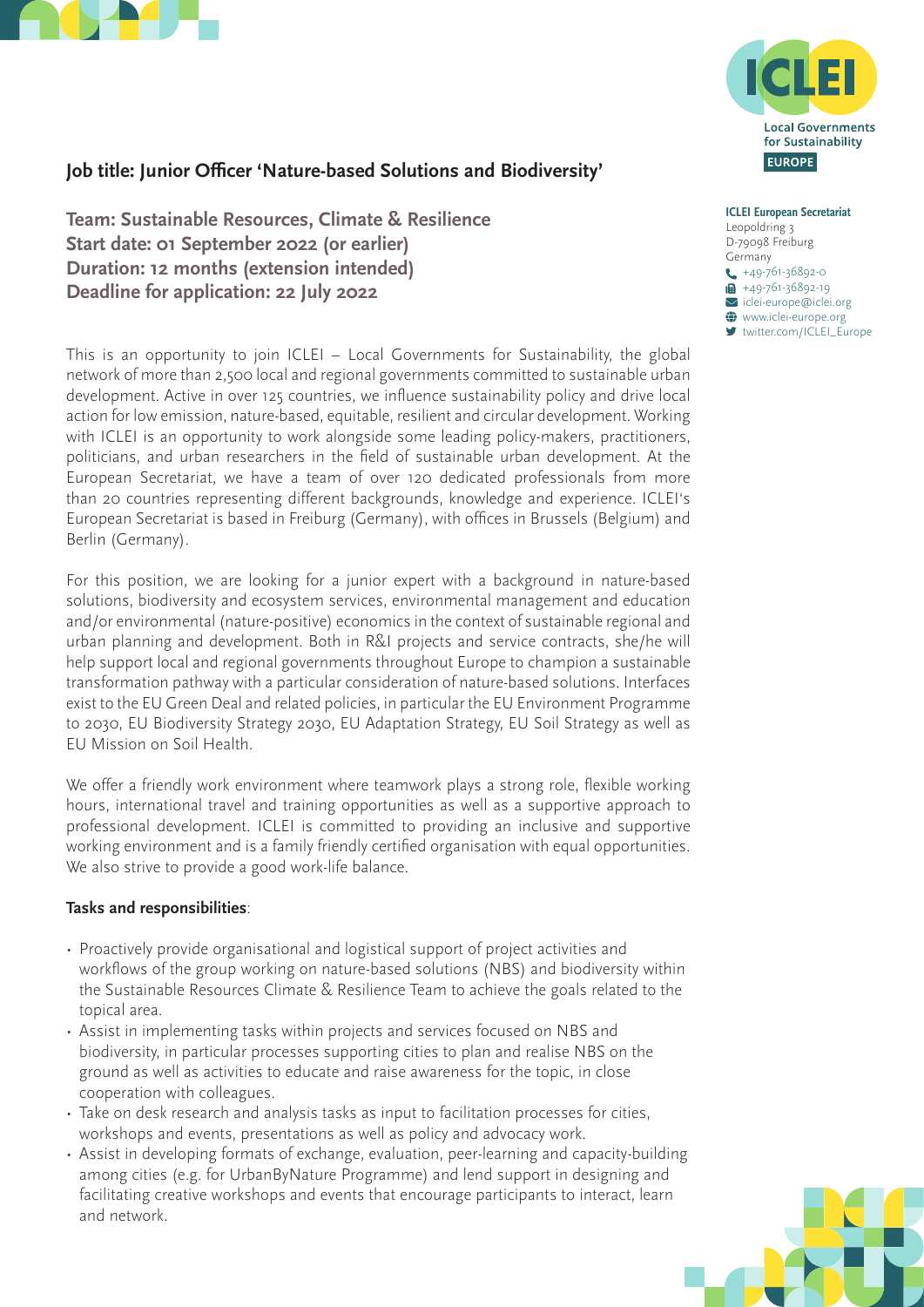## Job title: Junior Officer 'Nature-based Solutions and Biodiversity'

**ICLEI European Secretariat**
Leopoldring 3
D-79098 Freiburg
Germany
+49-761-36892-0
+49-761-36892-19
iclei-europe@iclei.org
www.iclei-europe.org
twitter.com/ICLEI_Europe

**Team: Sustainable Resources, Climate & Resilience**
**Start date: 01 September 2022 (or earlier)**
**Duration: 12 months (extension intended)**
**Deadline for application: 22 July 2022**

This is an opportunity to join ICLEI – Local Governments for Sustainability, the global network of more than 2,500 local and regional governments committed to sustainable urban development. Active in over 125 countries, we influence sustainability policy and drive local action for low emission, nature-based, equitable, resilient and circular development. Working with ICLEI is an opportunity to work alongside some leading policy-makers, practitioners, politicians, and urban researchers in the field of sustainable urban development. At the European Secretariat, we have a team of over 120 dedicated professionals from more than 20 countries representing different backgrounds, knowledge and experience. ICLEI's European Secretariat is based in Freiburg (Germany), with offices in Brussels (Belgium) and Berlin (Germany).

For this position, we are looking for a junior expert with a background in nature-based solutions, biodiversity and ecosystem services, environmental management and education and/or environmental (nature-positive) economics in the context of sustainable regional and urban planning and development. Both in R&I projects and service contracts, she/he will help support local and regional governments throughout Europe to champion a sustainable transformation pathway with a particular consideration of nature-based solutions. Interfaces exist to the EU Green Deal and related policies, in particular the EU Environment Programme to 2030, EU Biodiversity Strategy 2030, EU Adaptation Strategy, EU Soil Strategy as well as EU Mission on Soil Health.

We offer a friendly work environment where teamwork plays a strong role, flexible working hours, international travel and training opportunities as well as a supportive approach to professional development. ICLEI is committed to providing an inclusive and supportive working environment and is a family friendly certified organisation with equal opportunities. We also strive to provide a good work-life balance.

**Tasks and responsibilities**:

- Proactively provide organisational and logistical support of project activities and workflows of the group working on nature-based solutions (NBS) and biodiversity within the Sustainable Resources Climate & Resilience Team to achieve the goals related to the topical area.
- Assist in implementing tasks within projects and services focused on NBS and biodiversity, in particular processes supporting cities to plan and realise NBS on the ground as well as activities to educate and raise awareness for the topic, in close cooperation with colleagues.
- Take on desk research and analysis tasks as input to facilitation processes for cities, workshops and events, presentations as well as policy and advocacy work.
- Assist in developing formats of exchange, evaluation, peer-learning and capacity-building among cities (e.g. for UrbanByNature Programme) and lend support in designing and facilitating creative workshops and events that encourage participants to interact, learn and network.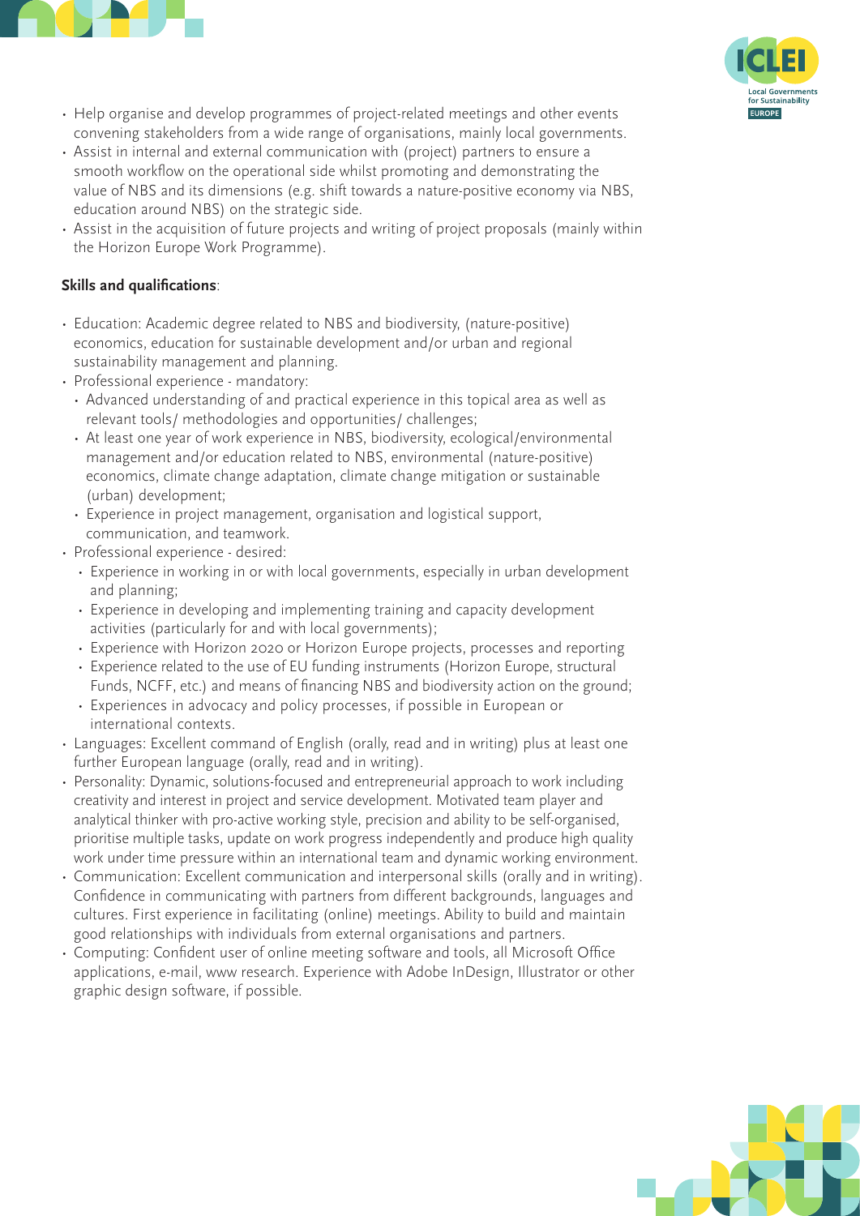- Help organise and develop programmes of project-related meetings and other events convening stakeholders from a wide range of organisations, mainly local governments.
- Assist in internal and external communication with (project) partners to ensure a smooth workflow on the operational side whilst promoting and demonstrating the value of NBS and its dimensions (e.g. shift towards a nature-positive economy via NBS, education around NBS) on the strategic side.
- Assist in the acquisition of future projects and writing of project proposals (mainly within the Horizon Europe Work Programme).

**Skills and qualifications**:

- Education: Academic degree related to NBS and biodiversity, (nature-positive) economics, education for sustainable development and/or urban and regional sustainability management and planning.
- Professional experience - mandatory:
  - Advanced understanding of and practical experience in this topical area as well as relevant tools/ methodologies and opportunities/ challenges;
  - At least one year of work experience in NBS, biodiversity, ecological/environmental management and/or education related to NBS, environmental (nature-positive) economics, climate change adaptation, climate change mitigation or sustainable (urban) development;
  - Experience in project management, organisation and logistical support, communication, and teamwork.
- Professional experience - desired:
  - Experience in working in or with local governments, especially in urban development and planning;
  - Experience in developing and implementing training and capacity development activities (particularly for and with local governments);
  - Experience with Horizon 2020 or Horizon Europe projects, processes and reporting
  - Experience related to the use of EU funding instruments (Horizon Europe, structural Funds, NCFF, etc.) and means of financing NBS and biodiversity action on the ground;
  - Experiences in advocacy and policy processes, if possible in European or international contexts.
- Languages: Excellent command of English (orally, read and in writing) plus at least one further European language (orally, read and in writing).
- Personality: Dynamic, solutions-focused and entrepreneurial approach to work including creativity and interest in project and service development. Motivated team player and analytical thinker with pro-active working style, precision and ability to be self-organised, prioritise multiple tasks, update on work progress independently and produce high quality work under time pressure within an international team and dynamic working environment.
- Communication: Excellent communication and interpersonal skills (orally and in writing). Confidence in communicating with partners from different backgrounds, languages and cultures. First experience in facilitating (online) meetings. Ability to build and maintain good relationships with individuals from external organisations and partners.
- Computing: Confident user of online meeting software and tools, all Microsoft Office applications, e-mail, www research. Experience with Adobe InDesign, Illustrator or other graphic design software, if possible.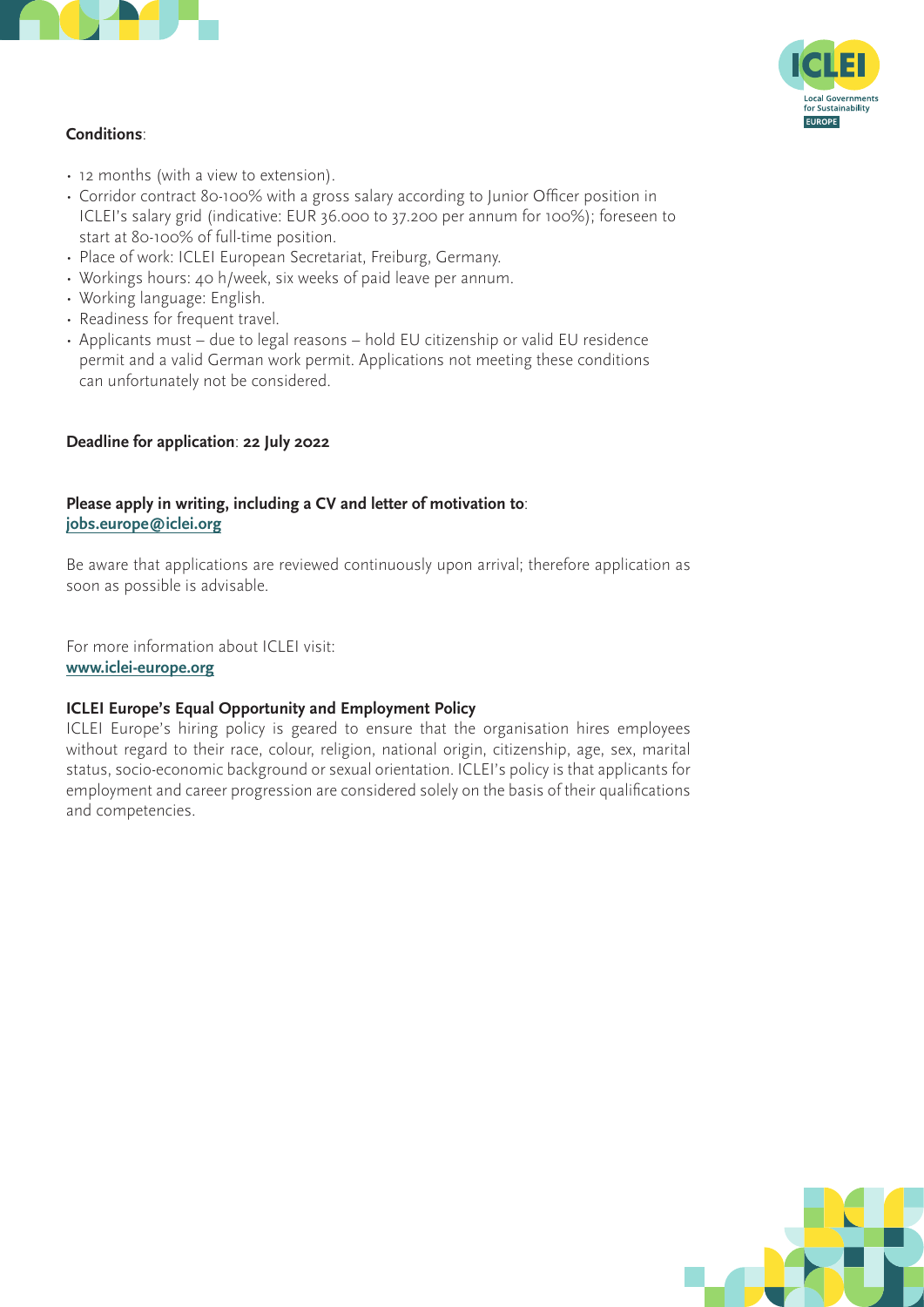**Conditions**:

- 12 months (with a view to extension).
- Corridor contract 80-100% with a gross salary according to Junior Officer position in ICLEI's salary grid (indicative: EUR 36.000 to 37.200 per annum for 100%); foreseen to start at 80-100% of full-time position.
- Place of work: ICLEI European Secretariat, Freiburg, Germany.
- Workings hours: 40 h/week, six weeks of paid leave per annum.
- Working language: English.
- Readiness for frequent travel.
- Applicants must – due to legal reasons – hold EU citizenship or valid EU residence permit and a valid German work permit. Applications not meeting these conditions can unfortunately not be considered.

**Deadline for application**: **22 July 2022**

**Please apply in writing, including a CV and letter of motivation to**:
**jobs.europe@iclei.org**

Be aware that applications are reviewed continuously upon arrival; therefore application as soon as possible is advisable.

For more information about ICLEI visit:
**www.iclei-europe.org**

**ICLEI Europe's Equal Opportunity and Employment Policy**

ICLEI Europe's hiring policy is geared to ensure that the organisation hires employees without regard to their race, colour, religion, national origin, citizenship, age, sex, marital status, socio-economic background or sexual orientation. ICLEI's policy is that applicants for employment and career progression are considered solely on the basis of their qualifications and competencies.